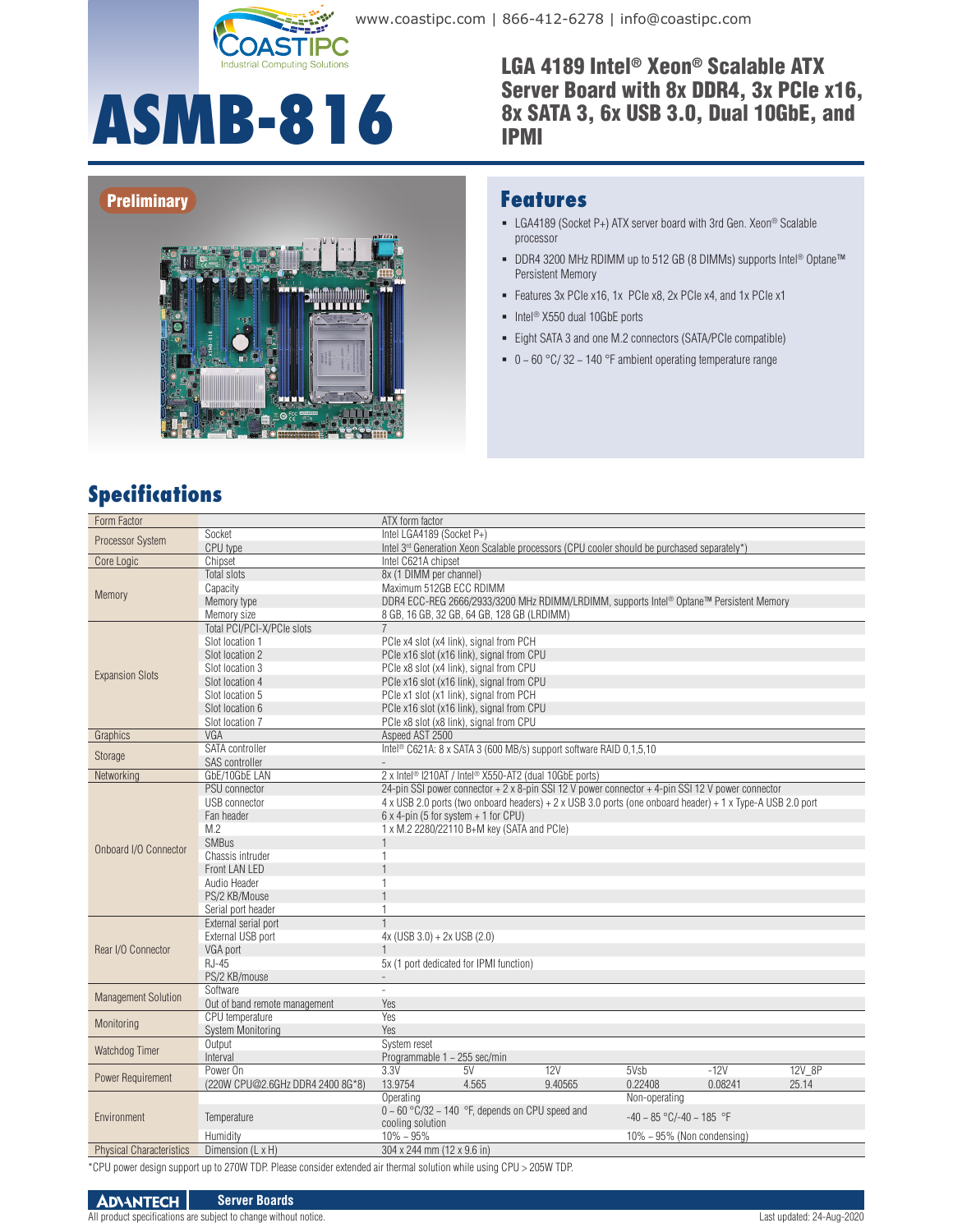# ASMB-816

## LGA 4189 Intel® Xeon® Scalable ATX Server Board with 8x DDR4, 3x PCIe x16, 8x SATA 3, 6x USB 3.0, Dual 10GbE, and IPMI

Preliminary

## Features

- LGA4189 (Socket P+) ATX server board with 3rd Gen. Xeon® Scalable processor
- DDR4 3200 MHz RDIMM up to 512 GB (8 DIMMs) supports Intel® Optane™ Persistent Memory
- Features 3x PCIe x16, 1x PCIe x8, 2x PCIe x4, and 1x PCIe x1
- Intel® X550 dual 10GbE ports
- Eight SATA 3 and one M.2 connectors (SATA/PCIe compatible)
- 0 ~ 60 °C/ 32 ~ 140 °F ambient operating temperature range

## Specifications

| Category | Item | | | | | | |
|---|---|---|---|---|---|---|---|
| Form Factor | | ATX form factor | | | | | |
| Processor System | Socket | Intel LGA4189 (Socket P+) | | | | | |
| | CPU type | Intel 3rd Generation Xeon Scalable processors (CPU cooler should be purchased separately*) | | | | | |
| Core Logic | Chipset | Intel C621A chipset | | | | | |
| Memory | Total slots | 8x (1 DIMM per channel) | | | | | |
| | Capacity | Maximum 512GB ECC RDIMM | | | | | |
| | Memory type | DDR4 ECC-REG 2666/2933/3200 MHz RDIMM/LRDIMM, supports Intel® Optane™ Persistent Memory | | | | | |
| | Memory size | 8 GB, 16 GB, 32 GB, 64 GB, 128 GB (LRDIMM) | | | | | |
| Expansion Slots | Total PCI/PCI-X/PCIe slots | 7 | | | | | |
| | Slot location 1 | PCIe x4 slot (x4 link), signal from PCH | | | | | |
| | Slot location 2 | PCIe x16 slot (x16 link), signal from CPU | | | | | |
| | Slot location 3 | PCIe x8 slot (x4 link), signal from CPU | | | | | |
| | Slot location 4 | PCIe x16 slot (x16 link), signal from CPU | | | | | |
| | Slot location 5 | PCIe x1 slot (x1 link), signal from PCH | | | | | |
| | Slot location 6 | PCIe x16 slot (x16 link), signal from CPU | | | | | |
| | Slot location 7 | PCIe x8 slot (x8 link), signal from CPU | | | | | |
| Graphics | VGA | Aspeed AST 2500 | | | | | |
| Storage | SATA controller | Intel® C621A: 8 x SATA 3 (600 MB/s) support software RAID 0,1,5,10 | | | | | |
| | SAS controller | - | | | | | |
| Networking | GbE/10GbE LAN | 2 x Intel® I210AT / Intel® X550-AT2 (dual 10GbE ports) | | | | | |
| Onboard I/O Connector | PSU connector | 24-pin SSI power connector + 2 x 8-pin SSI 12 V power connector + 4-pin SSI 12 V power connector | | | | | |
| | USB connector | 4 x USB 2.0 ports (two onboard headers) + 2 x USB 3.0 ports (one onboard header) + 1 x Type-A USB 2.0 port | | | | | |
| | Fan header | 6 x 4-pin (5 for system + 1 for CPU) | | | | | |
| | M.2 | 1 x M.2 2280/22110 B+M key (SATA and PCIe) | | | | | |
| | SMBus | 1 | | | | | |
| | Chassis intruder | 1 | | | | | |
| | Front LAN LED | 1 | | | | | |
| | Audio Header | 1 | | | | | |
| | PS/2 KB/Mouse | 1 | | | | | |
| | Serial port header | 1 | | | | | |
| Rear I/O Connector | External serial port | 1 | | | | | |
| | External USB port | 4x (USB 3.0) + 2x USB (2.0) | | | | | |
| | VGA port | 1 | | | | | |
| | RJ-45 | 5x (1 port dedicated for IPMI function) | | | | | |
| | PS/2 KB/mouse | - | | | | | |
| Management Solution | Software | - | | | | | |
| | Out of band remote management | Yes | | | | | |
| Monitoring | CPU temperature | Yes | | | | | |
| | System Monitoring | Yes | | | | | |
| Watchdog Timer | Output | System reset | | | | | |
| | Interval | Programmable 1 ~ 255 sec/min | | | | | |
| Power Requirement | Power On | 3.3V | 5V | 12V | 5Vsb | -12V | 12V_8P |
| | (220W CPU@2.6GHz DDR4 2400 8G*8) | 13.9754 | 4.565 | 9.40565 | 0.22408 | 0.08241 | 25.14 |
| Environment | | Operating | | | Non-operating | | |
| | Temperature | 0 ~ 60 °C/32 ~ 140 °F, depends on CPU speed and cooling solution | | | -40 ~ 85 °C/-40 ~ 185 °F | | |
| | Humidity | 10% ~ 95% | | | 10% ~ 95% (Non condensing) | | |
| Physical Characteristics | Dimension (L x H) | 304 x 244 mm (12 x 9.6 in) | | | | | |

*CPU power design support up to 270W TDP. Please consider extended air thermal solution while using CPU > 205W TDP.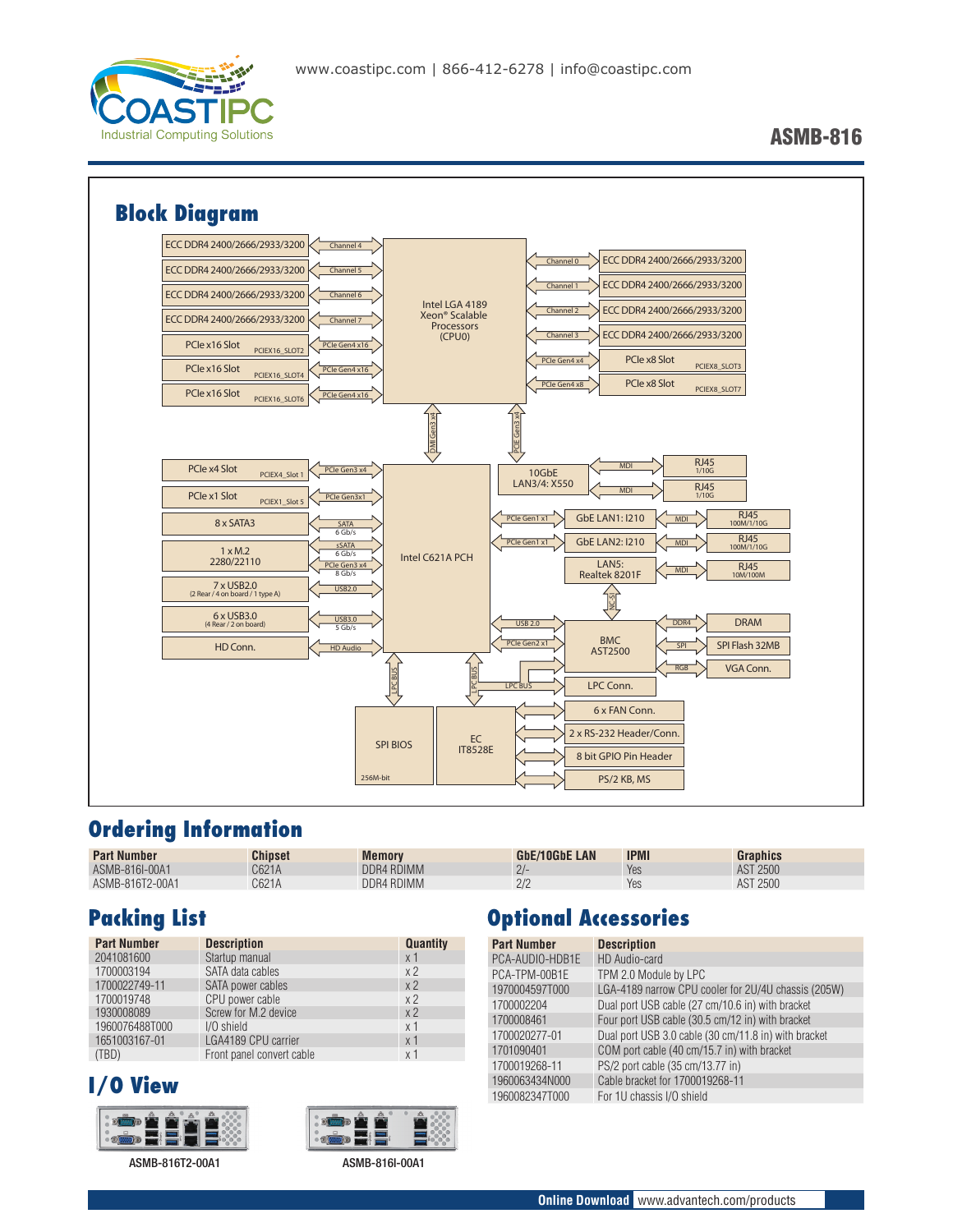# ASMB-816

## Block Diagram

ECC DDR4 2400/2666/2933/3200 — Channel 4
ECC DDR4 2400/2666/2933/3200 — Channel 5
ECC DDR4 2400/2666/2933/3200 — Channel 6
ECC DDR4 2400/2666/2933/3200 — Channel 7
PCIe x16 Slot PCIEX16_SLOT2 — PCIe Gen4 x16
PCIe x16 Slot PCIEX16_SLOT4 — PCIe Gen4 x16
PCIe x16 Slot PCIEX16_SLOT6 — PCIe Gen4 x16

Intel LGA 4189 Xeon® Scalable Processors (CPU0)

Channel 0 — ECC DDR4 2400/2666/2933/3200
Channel 1 — ECC DDR4 2400/2666/2933/3200
Channel 2 — ECC DDR4 2400/2666/2933/3200
Channel 3 — ECC DDR4 2400/2666/2933/3200
PCIe Gen4 x4 — PCIe x8 Slot PCIEX8_SLOT3
PCIe Gen4 x8 — PCIe x8 Slot PCIEX8_SLOT7

DMI Gen3 x4
PCIE Gen3 x4

Intel C621A PCH

PCIe x4 Slot PCIEX4_Slot 1 — PCIe Gen3 x4
PCIe x1 Slot PCIEX1_Slot 5 — PCIe Gen3x1
8 x SATA3 — SATA 6 Gb/s
1 x M.2 2280/22110 — sSATA 6 Gb/s, PCIe Gen3 x4 8 Gb/s
7 x USB2.0 (2 Rear / 4 on board / 1 type A) — USB2.0
6 x USB3.0 (4 Rear / 2 on board) — USB3.0 5 Gb/s
HD Conn. — HD Audio

10GbE LAN3/4: X550 — MDI — RJ45 1/10G
MDI — RJ45 1/10G
PCIe Gen1 x1 — GbE LAN1: I210 — MDI — RJ45 100M/1/10G
PCIe Gen1 x1 — GbE LAN2: I210 — MDI — RJ45 100M/1/10G
LAN5: Realtek 8201F — MDI — RJ45 10M/100M
NC-SI

USB 2.0, PCIe Gen2 x1 — BMC AST2500
DDR4 — DRAM
SPI — SPI Flash 32MB
RGB — VGA Conn.

LPC BUS
LPC BUS
LPC Conn.

SPI BIOS 256M-bit
EC IT8528E
6 x FAN Conn.
2 x RS-232 Header/Conn.
8 bit GPIO Pin Header
PS/2 KB, MS

## Ordering Information

| Part Number | Chipset | Memory | GbE/10GbE LAN | IPMI | Graphics |
|---|---|---|---|---|---|
| ASMB-816I-00A1 | C621A | DDR4 RDIMM | 2/- | Yes | AST 2500 |
| ASMB-816T2-00A1 | C621A | DDR4 RDIMM | 2/2 | Yes | AST 2500 |

## Packing List

| Part Number | Description | Quantity |
|---|---|---|
| 2041081600 | Startup manual | x 1 |
| 1700003194 | SATA data cables | x 2 |
| 1700022749-11 | SATA power cables | x 2 |
| 1700019748 | CPU power cable | x 2 |
| 1930008089 | Screw for M.2 device | x 2 |
| 1960076488T000 | I/O shield | x 1 |
| 1651003167-01 | LGA4189 CPU carrier | x 1 |
| (TBD) | Front panel convert cable | x 1 |

## Optional Accessories

| Part Number | Description |
|---|---|
| PCA-AUDIO-HDB1E | HD Audio-card |
| PCA-TPM-00B1E | TPM 2.0 Module by LPC |
| 1970004597T000 | LGA-4189 narrow CPU cooler for 2U/4U chassis (205W) |
| 1700002204 | Dual port USB cable (27 cm/10.6 in) with bracket |
| 1700008461 | Four port USB cable (30.5 cm/12 in) with bracket |
| 1700020277-01 | Dual port USB 3.0 cable (30 cm/11.8 in) with bracket |
| 1701090401 | COM port cable (40 cm/15.7 in) with bracket |
| 1700019268-11 | PS/2 port cable (35 cm/13.77 in) |
| 1960063434N000 | Cable bracket for 1700019268-11 |
| 1960082347T000 | For 1U chassis I/O shield |

## I/O View

ASMB-816T2-00A1

ASMB-816I-00A1

**Online Download** www.advantech.com/products